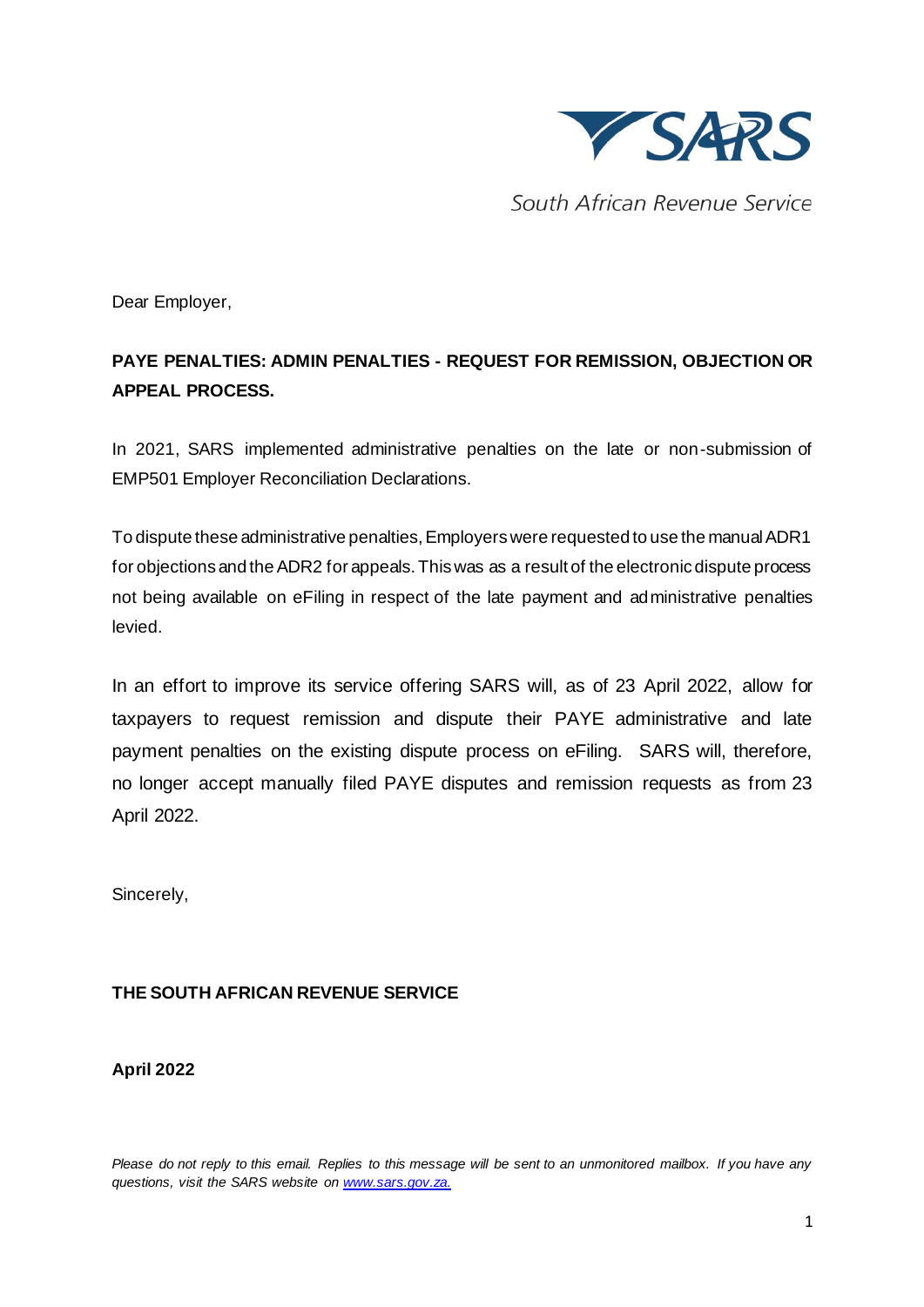South African Revenue Service

Dear Employer,

**PAYE PENALTIES: ADMIN PENALTIES - REQUEST FOR REMISSION, OBJECTION OR APPEAL PROCESS.**

In 2021, SARS implemented administrative penalties on the late or non-submission of EMP501 Employer Reconciliation Declarations.

To dispute these administrative penalties, Employers were requested to use the manual ADR1 for objections and the ADR2 for appeals. This was as a result of the electronic dispute process not being available on eFiling in respect of the late payment and administrative penalties levied.

In an effort to improve its service offering SARS will, as of 23 April 2022, allow for taxpayers to request remission and dispute their PAYE administrative and late payment penalties on the existing dispute process on eFiling. SARS will, therefore, no longer accept manually filed PAYE disputes and remission requests as from 23 April 2022.

Sincerely,

**THE SOUTH AFRICAN REVENUE SERVICE**

**April 2022**

*Please do not reply to this email. Replies to this message will be sent to an unmonitored mailbox. If you have any questions, visit the SARS website on [www.sars.gov.za.](http://www.sars.gov.za)*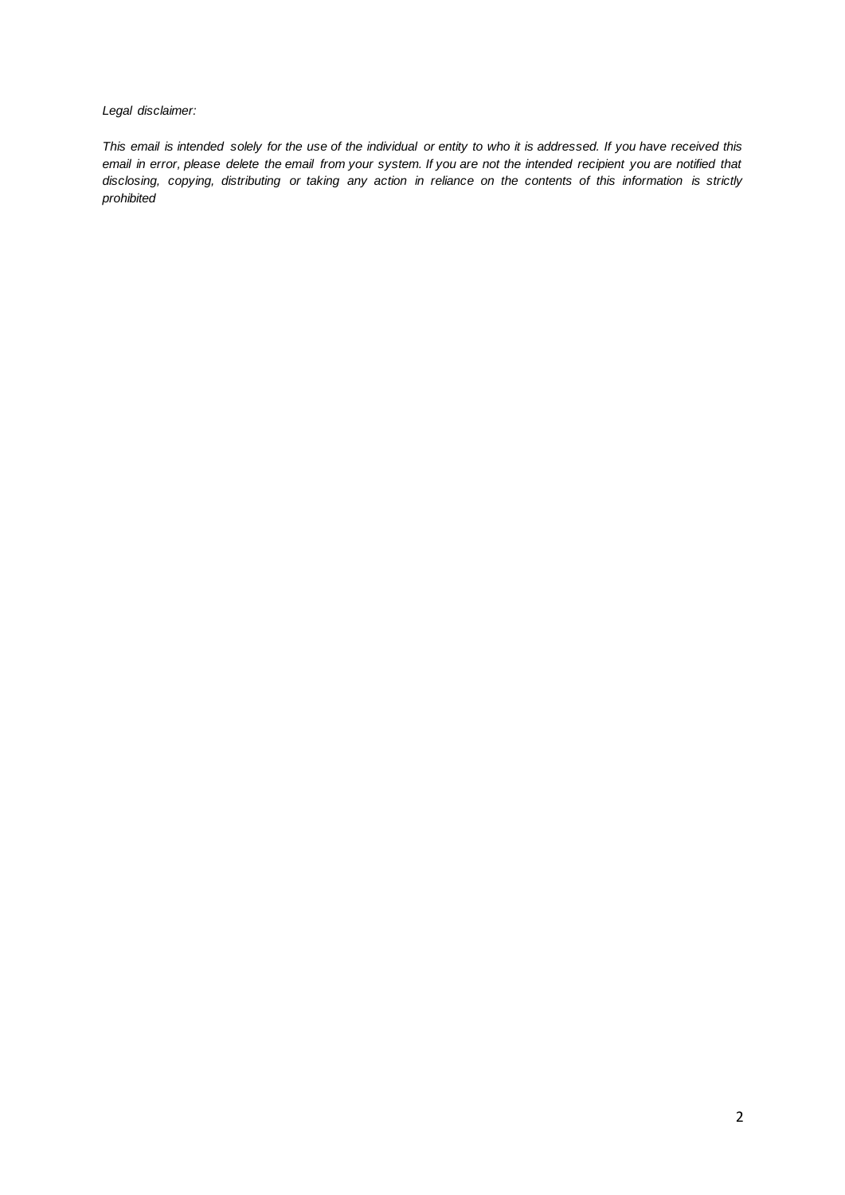*Legal disclaimer:*

*This email is intended solely for the use of the individual or entity to who it is addressed. If you have received this email in error, please delete the email from your system. If you are not the intended recipient you are notified that disclosing, copying, distributing or taking any action in reliance on the contents of this information is strictly prohibited*